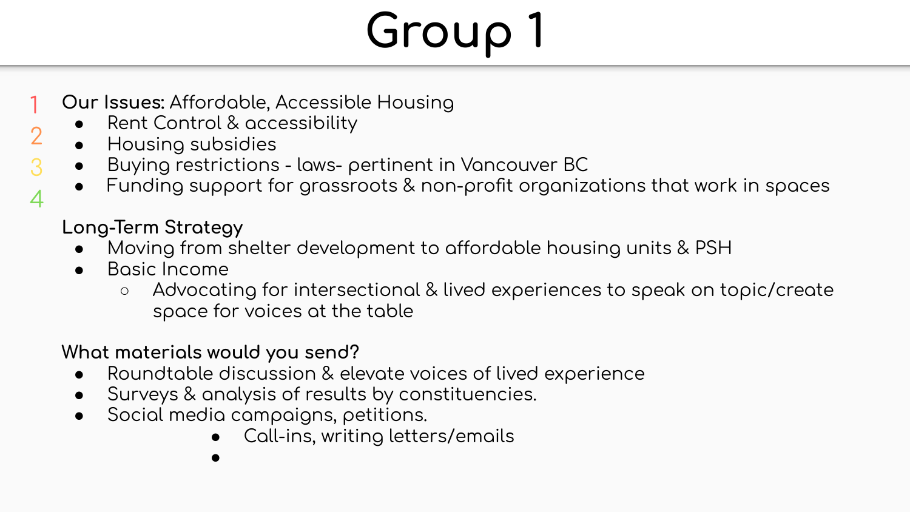# Group 1

1
2
3
4

**Our Issues:** Affordable, Accessible Housing

- Rent Control & accessibility
- Housing subsidies
- Buying restrictions - laws- pertinent in Vancouver BC
- Funding support for grassroots & non-profit organizations that work in spaces

**Long-Term Strategy**

- Moving from shelter development to affordable housing units & PSH
- Basic Income
  - Advocating for intersectional & lived experiences to speak on topic/create space for voices at the table

**What materials would you send?**

- Roundtable discussion & elevate voices of lived experience
- Surveys & analysis of results by constituencies.
- Social media campaigns, petitions.
  - Call-ins, writing letters/emails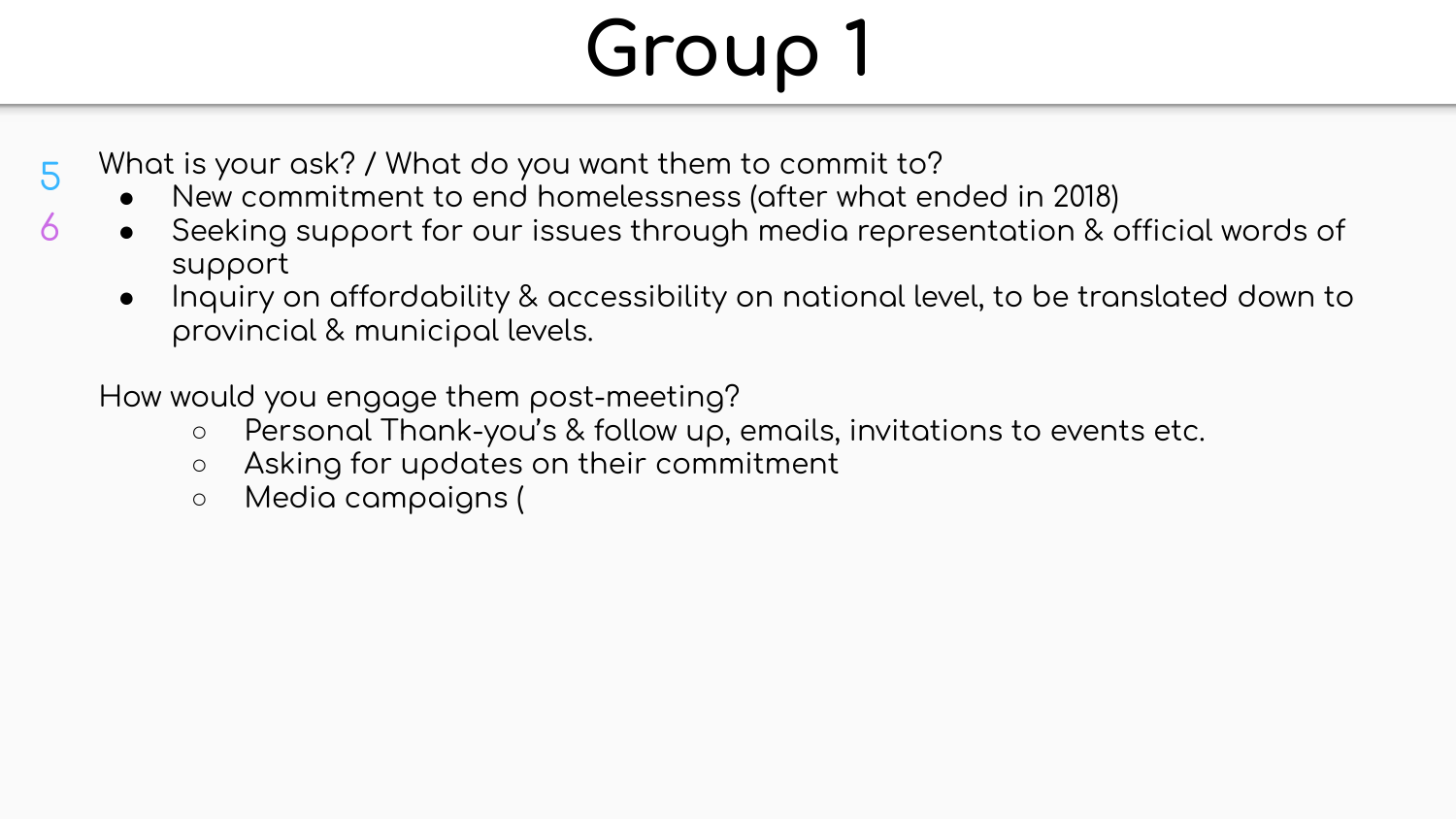# Group 1

5
6

What is your ask? / What do you want them to commit to?

- New commitment to end homelessness (after what ended in 2018)
- Seeking support for our issues through media representation & official words of support
- Inquiry on affordability & accessibility on national level, to be translated down to provincial & municipal levels.

How would you engage them post-meeting?

- Personal Thank-you's & follow up, emails, invitations to events etc.
- Asking for updates on their commitment
- Media campaigns (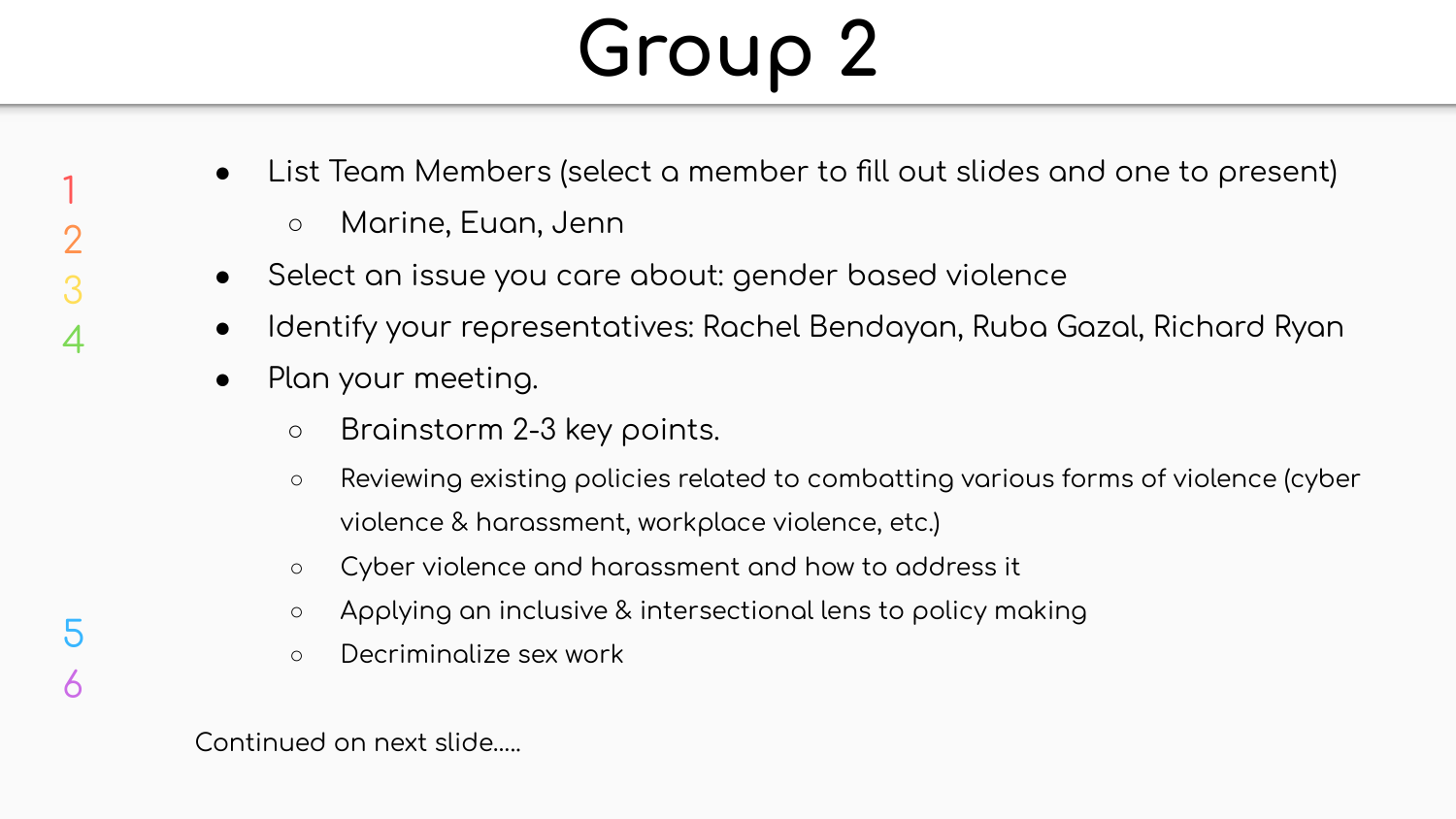# Group 2

1
2
3
4

- List Team Members (select a member to fill out slides and one to present)
  - Marine, Euan, Jenn
- Select an issue you care about: gender based violence
- Identify your representatives: Rachel Bendayan, Ruba Gazal, Richard Ryan
- Plan your meeting.
  - Brainstorm 2-3 key points.
  - Reviewing existing policies related to combatting various forms of violence (cyber violence & harassment, workplace violence, etc.)
  - Cyber violence and harassment and how to address it
  - Applying an inclusive & intersectional lens to policy making
  - Decriminalize sex work

5
6

Continued on next slide.....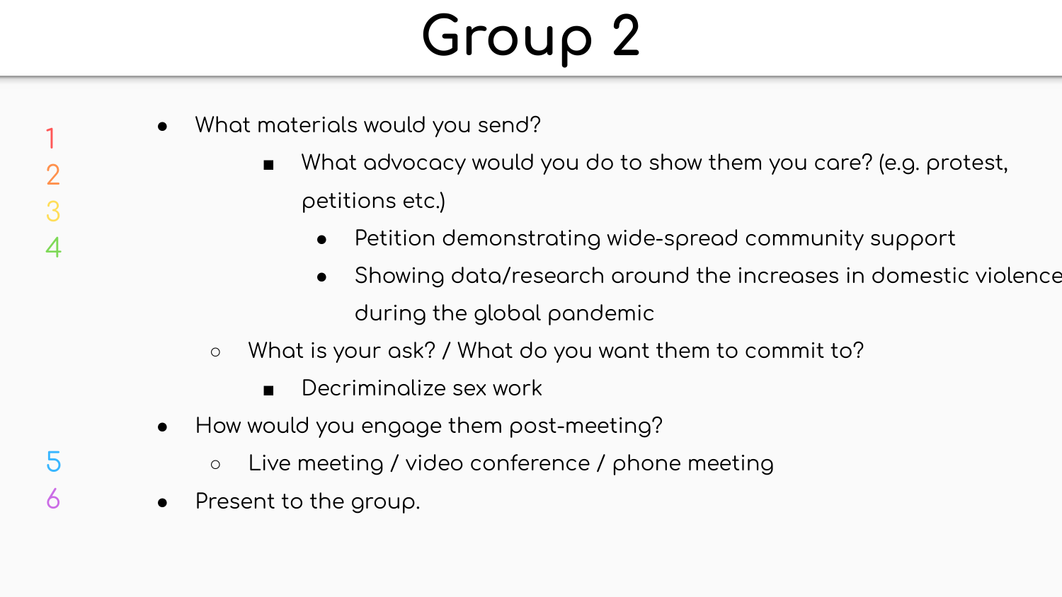# Group 2

1
2
3
4

- What materials would you send?
        - What advocacy would you do to show them you care? (e.g. protest, petitions etc.)
            - Petition demonstrating wide-spread community support
            - Showing data/research around the increases in domestic violence during the global pandemic
    - What is your ask? / What do you want them to commit to?
        - Decriminalize sex work
- How would you engage them post-meeting?
    - Live meeting / video conference / phone meeting
- Present to the group.

5
6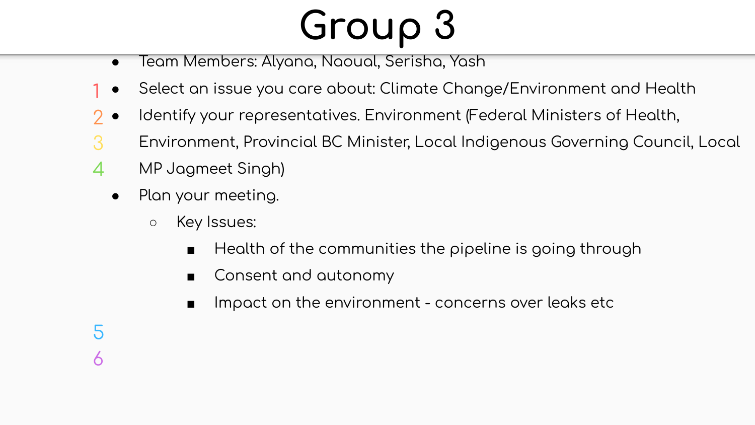# Group 3

- Team Members: Alyana, Naoual, Serisha, Yash
- Select an issue you care about: Climate Change/Environment and Health
- Identify your representatives. Environment (Federal Ministers of Health, Environment, Provincial BC Minister, Local Indigenous Governing Council, Local MP Jagmeet Singh)
- Plan your meeting.
  - Key Issues:
    - Health of the communities the pipeline is going through
    - Consent and autonomy
    - Impact on the environment - concerns over leaks etc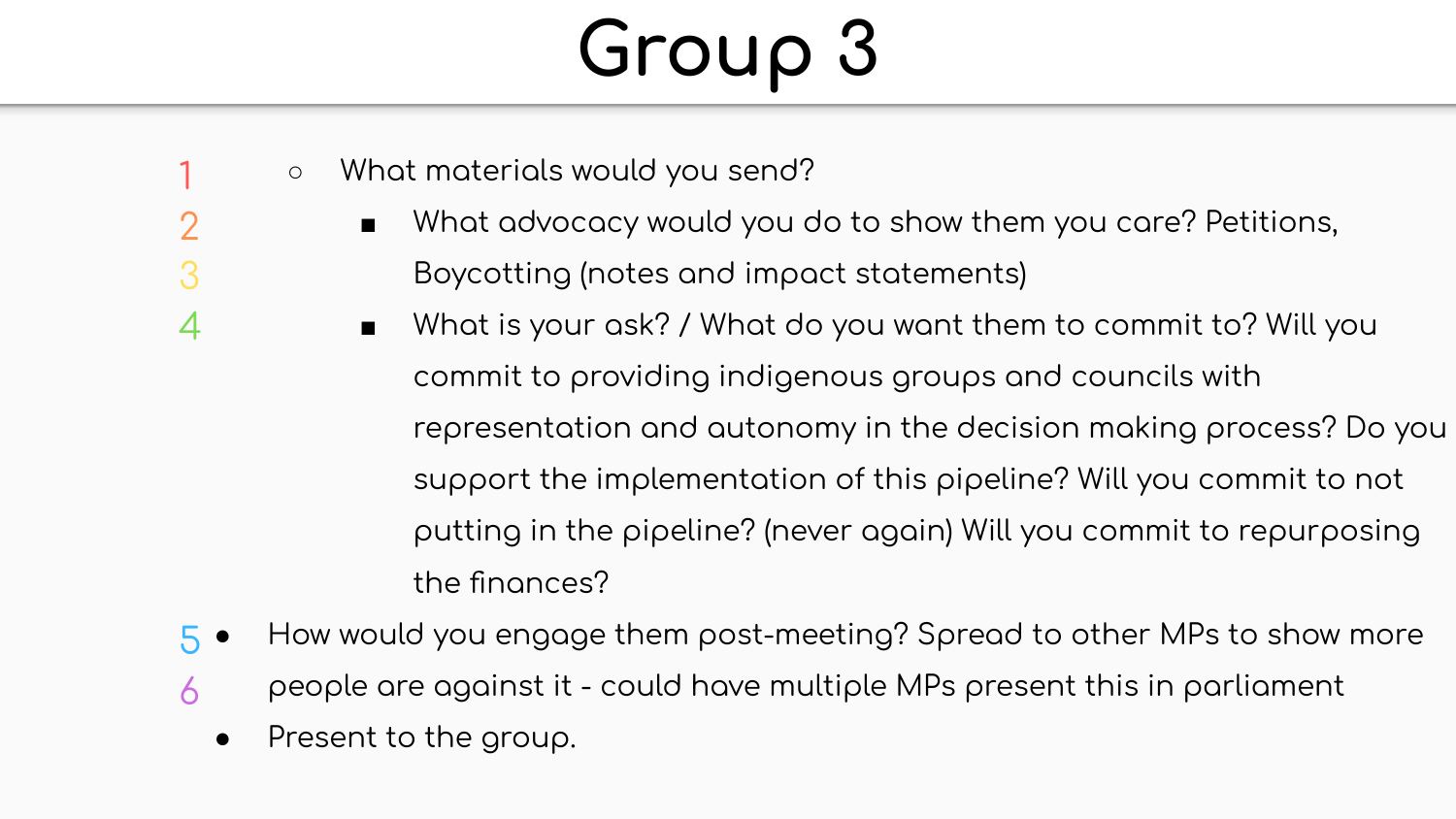# Group 3

1
2
3
4

- What materials would you send?
  - What advocacy would you do to show them you care? Petitions, Boycotting (notes and impact statements)
  - What is your ask? / What do you want them to commit to? Will you commit to providing indigenous groups and councils with representation and autonomy in the decision making process? Do you support the implementation of this pipeline? Will you commit to not putting in the pipeline? (never again) Will you commit to repurposing the finances?

5
6

- How would you engage them post-meeting? Spread to other MPs to show more people are against it - could have multiple MPs present this in parliament
- Present to the group.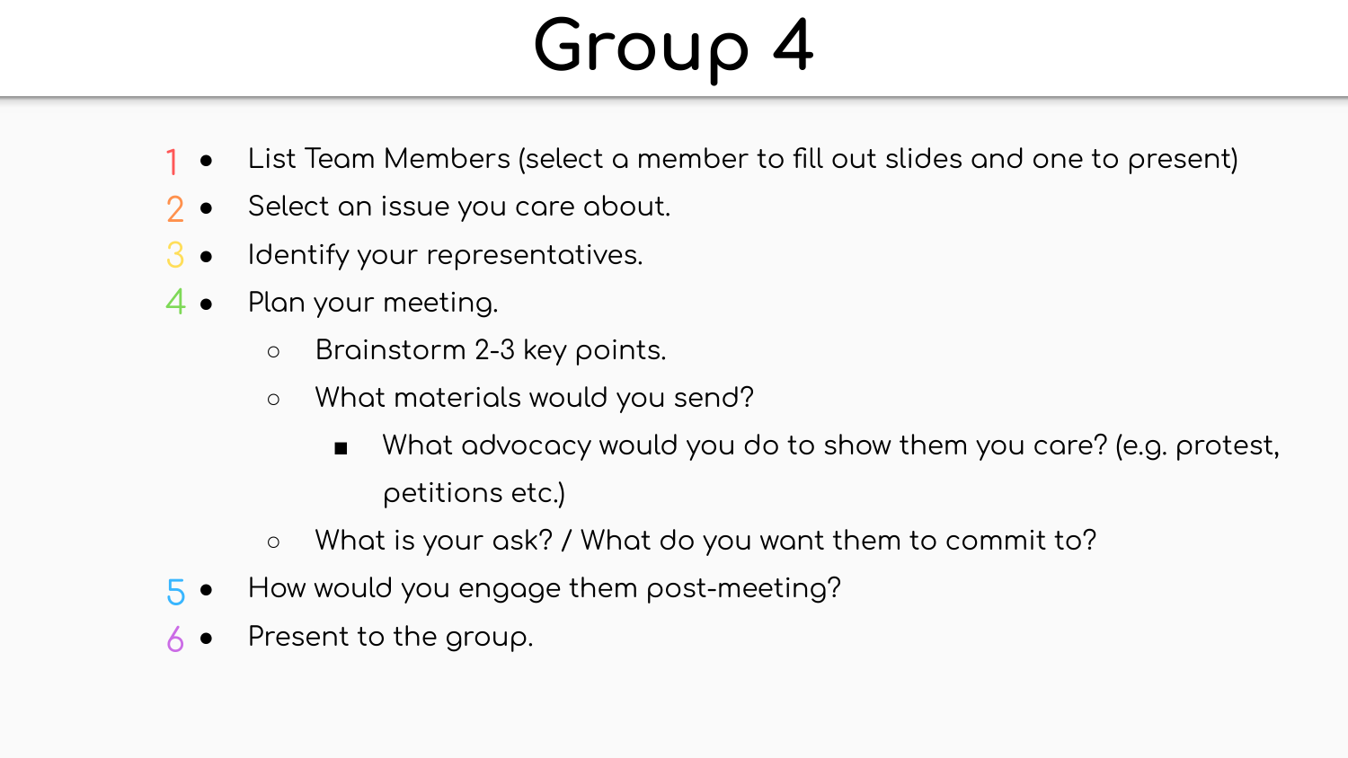# Group 4

1. List Team Members (select a member to fill out slides and one to present)
2. Select an issue you care about.
3. Identify your representatives.
4. Plan your meeting.
   - Brainstorm 2-3 key points.
   - What materials would you send?
     - What advocacy would you do to show them you care? (e.g. protest, petitions etc.)
   - What is your ask? / What do you want them to commit to?
5. How would you engage them post-meeting?
6. Present to the group.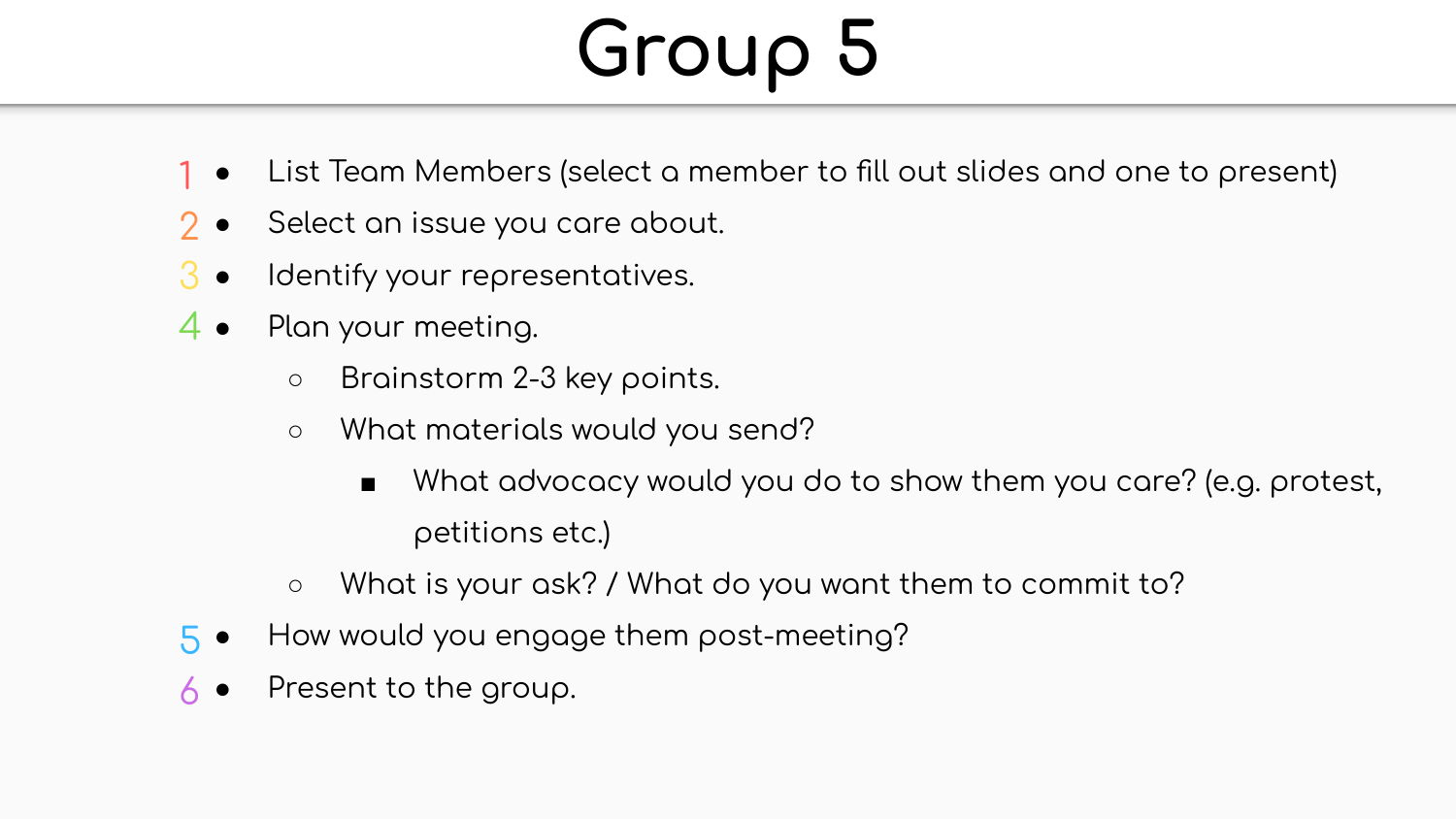# Group 5

1. List Team Members (select a member to fill out slides and one to present)
2. Select an issue you care about.
3. Identify your representatives.
4. Plan your meeting.
    - Brainstorm 2-3 key points.
    - What materials would you send?
        - What advocacy would you do to show them you care? (e.g. protest, petitions etc.)
    - What is your ask? / What do you want them to commit to?
5. How would you engage them post-meeting?
6. Present to the group.